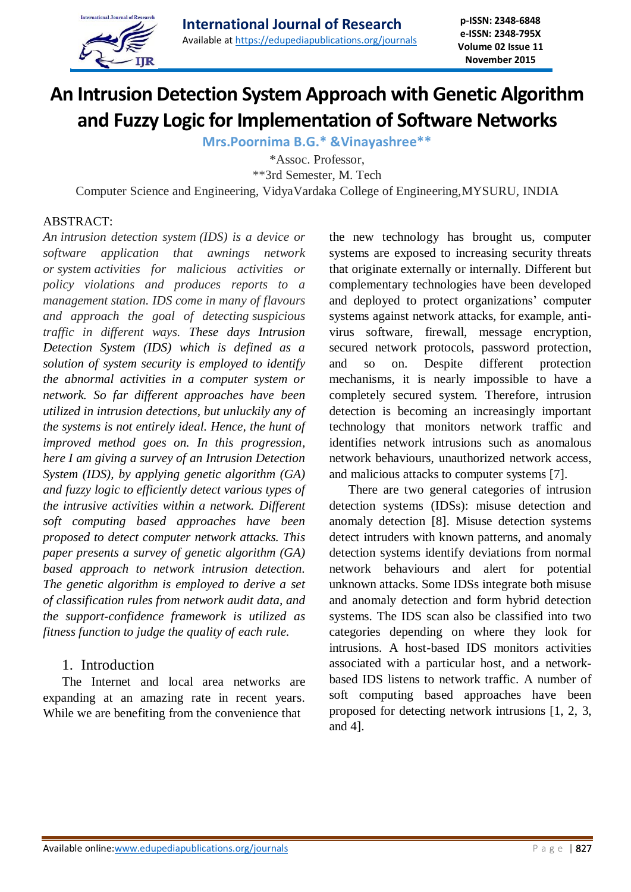# An Intrusion Detection System Approach with Genetic Algorithm and Fuzzy Logic for Implementation of Software Networks

**Mrs.Poornima B.G.* &Vinayashree****

*Assoc. Professor,

**3rd Semester, M. Tech

Computer Science and Engineering, VidyaVardaka College of Engineering,MYSURU, INDIA

ABSTRACT:

*An intrusion detection system (IDS) is a device or software application that awnings network or system activities for malicious activities or policy violations and produces reports to a management station. IDS come in many of flavours and approach the goal of detecting suspicious traffic in different ways. These days Intrusion Detection System (IDS) which is defined as a solution of system security is employed to identify the abnormal activities in a computer system or network. So far different approaches have been utilized in intrusion detections, but unluckily any of the systems is not entirely ideal. Hence, the hunt of improved method goes on. In this progression, here I am giving a survey of an Intrusion Detection System (IDS), by applying genetic algorithm (GA) and fuzzy logic to efficiently detect various types of the intrusive activities within a network. Different soft computing based approaches have been proposed to detect computer network attacks. This paper presents a survey of genetic algorithm (GA) based approach to network intrusion detection. The genetic algorithm is employed to derive a set of classification rules from network audit data, and the support-confidence framework is utilized as fitness function to judge the quality of each rule.*

## 1. Introduction

The Internet and local area networks are expanding at an amazing rate in recent years. While we are benefiting from the convenience that the new technology has brought us, computer systems are exposed to increasing security threats that originate externally or internally. Different but complementary technologies have been developed and deployed to protect organizations' computer systems against network attacks, for example, anti-virus software, firewall, message encryption, secured network protocols, password protection, and so on. Despite different protection mechanisms, it is nearly impossible to have a completely secured system. Therefore, intrusion detection is becoming an increasingly important technology that monitors network traffic and identifies network intrusions such as anomalous network behaviours, unauthorized network access, and malicious attacks to computer systems [7].

There are two general categories of intrusion detection systems (IDSs): misuse detection and anomaly detection [8]. Misuse detection systems detect intruders with known patterns, and anomaly detection systems identify deviations from normal network behaviours and alert for potential unknown attacks. Some IDSs integrate both misuse and anomaly detection and form hybrid detection systems. The IDS scan also be classified into two categories depending on where they look for intrusions. A host-based IDS monitors activities associated with a particular host, and a network-based IDS listens to network traffic. A number of soft computing based approaches have been proposed for detecting network intrusions [1, 2, 3, and 4].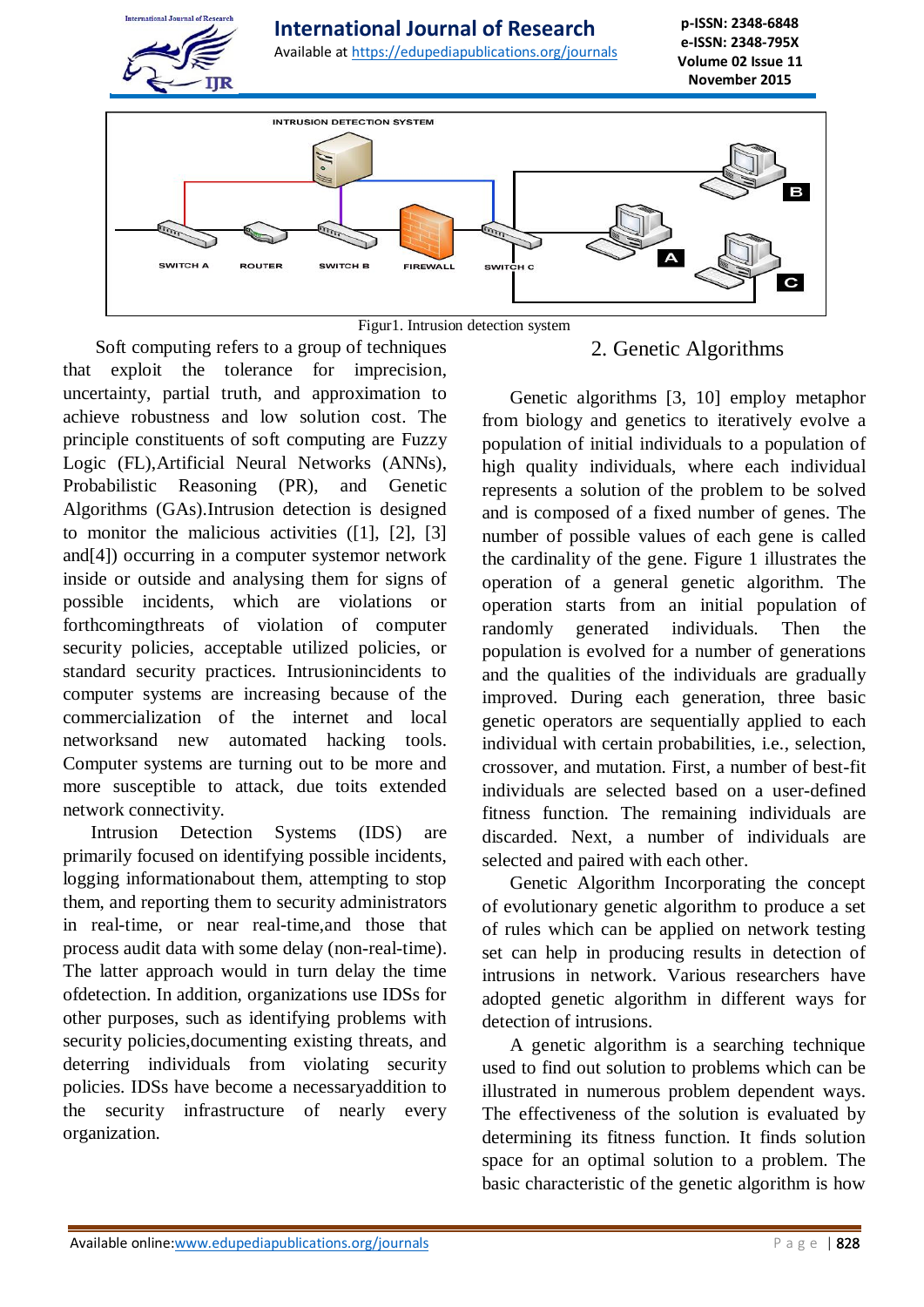Figur1. Intrusion detection system

Soft computing refers to a group of techniques that exploit the tolerance for imprecision, uncertainty, partial truth, and approximation to achieve robustness and low solution cost. The principle constituents of soft computing are Fuzzy Logic (FL),Artificial Neural Networks (ANNs), Probabilistic Reasoning (PR), and Genetic Algorithms (GAs).Intrusion detection is designed to monitor the malicious activities ([1], [2], [3] and[4]) occurring in a computer systemor network inside or outside and analysing them for signs of possible incidents, which are violations or forthcomingthreats of violation of computer security policies, acceptable utilized policies, or standard security practices. Intrusionincidents to computer systems are increasing because of the commercialization of the internet and local networksand new automated hacking tools. Computer systems are turning out to be more and more susceptible to attack, due toits extended network connectivity.

Intrusion Detection Systems (IDS) are primarily focused on identifying possible incidents, logging informationabout them, attempting to stop them, and reporting them to security administrators in real-time, or near real-time,and those that process audit data with some delay (non-real-time). The latter approach would in turn delay the time ofdetection. In addition, organizations use IDSs for other purposes, such as identifying problems with security policies,documenting existing threats, and deterring individuals from violating security policies. IDSs have become a necessaryaddition to the security infrastructure of nearly every organization.

## 2. Genetic Algorithms

Genetic algorithms [3, 10] employ metaphor from biology and genetics to iteratively evolve a population of initial individuals to a population of high quality individuals, where each individual represents a solution of the problem to be solved and is composed of a fixed number of genes. The number of possible values of each gene is called the cardinality of the gene. Figure 1 illustrates the operation of a general genetic algorithm. The operation starts from an initial population of randomly generated individuals. Then the population is evolved for a number of generations and the qualities of the individuals are gradually improved. During each generation, three basic genetic operators are sequentially applied to each individual with certain probabilities, i.e., selection, crossover, and mutation. First, a number of best-fit individuals are selected based on a user-defined fitness function. The remaining individuals are discarded. Next, a number of individuals are selected and paired with each other.

Genetic Algorithm Incorporating the concept of evolutionary genetic algorithm to produce a set of rules which can be applied on network testing set can help in producing results in detection of intrusions in network. Various researchers have adopted genetic algorithm in different ways for detection of intrusions.

A genetic algorithm is a searching technique used to find out solution to problems which can be illustrated in numerous problem dependent ways. The effectiveness of the solution is evaluated by determining its fitness function. It finds solution space for an optimal solution to a problem. The basic characteristic of the genetic algorithm is how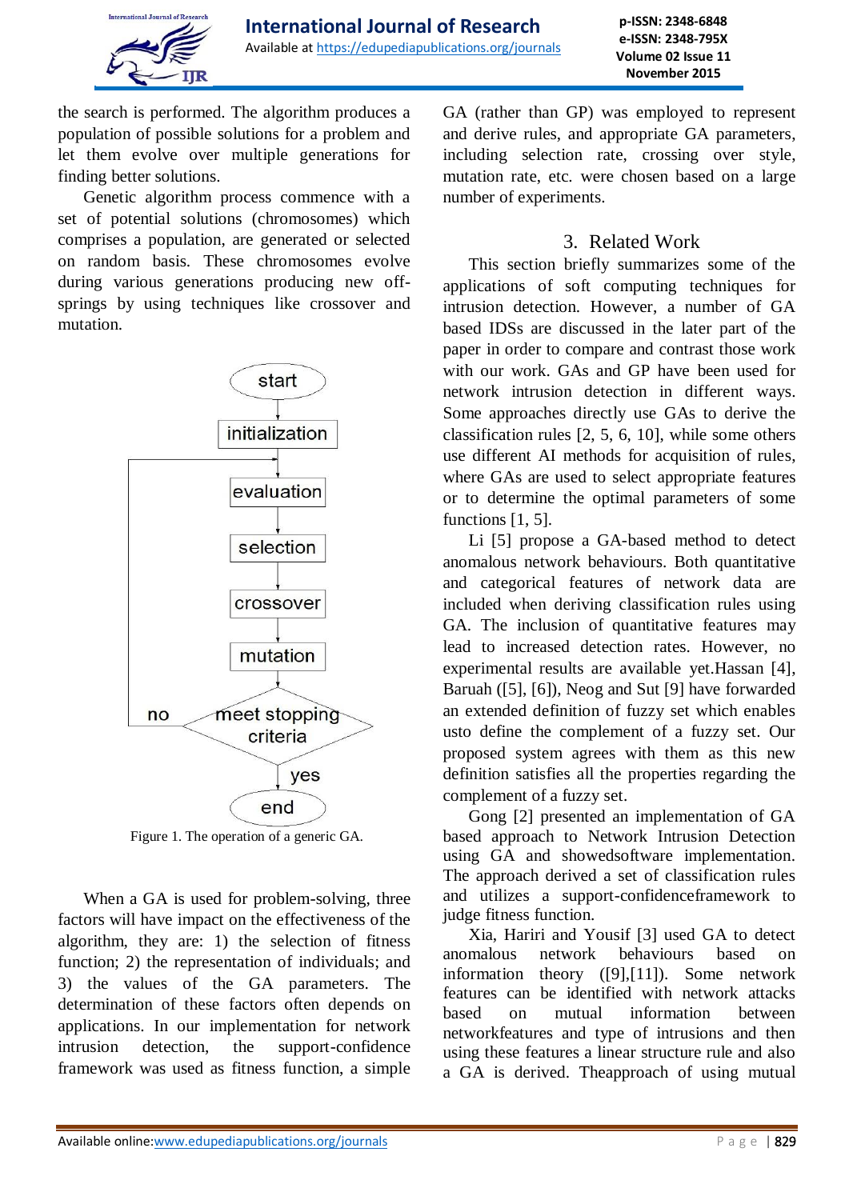the search is performed. The algorithm produces a population of possible solutions for a problem and let them evolve over multiple generations for finding better solutions.

Genetic algorithm process commence with a set of potential solutions (chromosomes) which comprises a population, are generated or selected on random basis. These chromosomes evolve during various generations producing new off-springs by using techniques like crossover and mutation.

start → initialization → evaluation → selection → crossover → mutation → meet stopping criteria (no → evaluation; yes → end)

Figure 1. The operation of a generic GA.

When a GA is used for problem-solving, three factors will have impact on the effectiveness of the algorithm, they are: 1) the selection of fitness function; 2) the representation of individuals; and 3) the values of the GA parameters. The determination of these factors often depends on applications. In our implementation for network intrusion detection, the support-confidence framework was used as fitness function, a simple GA (rather than GP) was employed to represent and derive rules, and appropriate GA parameters, including selection rate, crossing over style, mutation rate, etc. were chosen based on a large number of experiments.

## 3. Related Work

This section briefly summarizes some of the applications of soft computing techniques for intrusion detection. However, a number of GA based IDSs are discussed in the later part of the paper in order to compare and contrast those work with our work. GAs and GP have been used for network intrusion detection in different ways. Some approaches directly use GAs to derive the classification rules [2, 5, 6, 10], while some others use different AI methods for acquisition of rules, where GAs are used to select appropriate features or to determine the optimal parameters of some functions [1, 5].

Li [5] propose a GA-based method to detect anomalous network behaviours. Both quantitative and categorical features of network data are included when deriving classification rules using GA. The inclusion of quantitative features may lead to increased detection rates. However, no experimental results are available yet.Hassan [4], Baruah ([5], [6]), Neog and Sut [9] have forwarded an extended definition of fuzzy set which enables usto define the complement of a fuzzy set. Our proposed system agrees with them as this new definition satisfies all the properties regarding the complement of a fuzzy set.

Gong [2] presented an implementation of GA based approach to Network Intrusion Detection using GA and showedsoftware implementation. The approach derived a set of classification rules and utilizes a support-confidenceframework to judge fitness function.

Xia, Hariri and Yousif [3] used GA to detect anomalous network behaviours based on information theory ([9],[11]). Some network features can be identified with network attacks based on mutual information between networkfeatures and type of intrusions and then using these features a linear structure rule and also a GA is derived. Theapproach of using mutual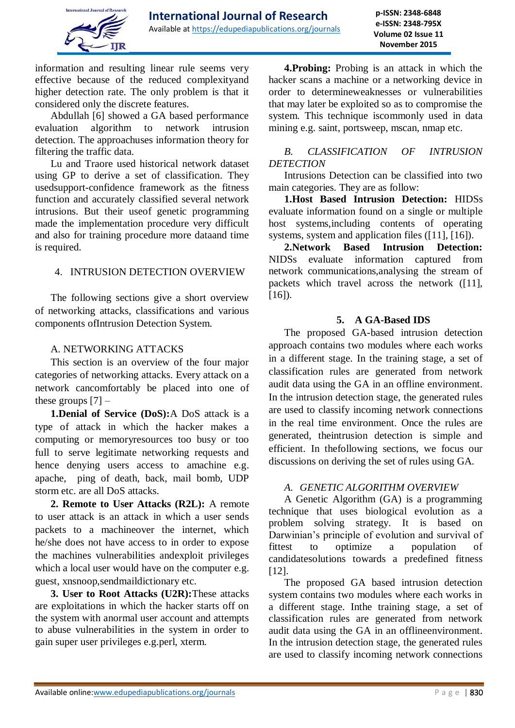information and resulting linear rule seems very effective because of the reduced complexityand higher detection rate. The only problem is that it considered only the discrete features.

Abdullah [6] showed a GA based performance evaluation algorithm to network intrusion detection. The approachuses information theory for filtering the traffic data.

Lu and Traore used historical network dataset using GP to derive a set of classification. They usedsupport-confidence framework as the fitness function and accurately classified several network intrusions. But their useof genetic programming made the implementation procedure very difficult and also for training procedure more dataand time is required.

## 4. INTRUSION DETECTION OVERVIEW

The following sections give a short overview of networking attacks, classifications and various components ofIntrusion Detection System.

### A. NETWORKING ATTACKS

This section is an overview of the four major categories of networking attacks. Every attack on a network cancomfortably be placed into one of these groups [7] –

**1.Denial of Service (DoS):**A DoS attack is a type of attack in which the hacker makes a computing or memoryresources too busy or too full to serve legitimate networking requests and hence denying users access to amachine e.g. apache, ping of death, back, mail bomb, UDP storm etc. are all DoS attacks.

**2. Remote to User Attacks (R2L):** A remote to user attack is an attack in which a user sends packets to a machineover the internet, which he/she does not have access to in order to expose the machines vulnerabilities andexploit privileges which a local user would have on the computer e.g. guest, xnsnoop,sendmaildictionary etc.

**3. User to Root Attacks (U2R):**These attacks are exploitations in which the hacker starts off on the system with anormal user account and attempts to abuse vulnerabilities in the system in order to gain super user privileges e.g.perl, xterm.

**4.Probing:** Probing is an attack in which the hacker scans a machine or a networking device in order to determineweaknesses or vulnerabilities that may later be exploited so as to compromise the system. This technique iscommonly used in data mining e.g. saint, portsweep, mscan, nmap etc.

### *B. CLASSIFICATION OF INTRUSION DETECTION*

Intrusions Detection can be classified into two main categories. They are as follow:

**1.Host Based Intrusion Detection:** HIDSs evaluate information found on a single or multiple host systems,including contents of operating systems, system and application files ([11], [16]).

**2.Network Based Intrusion Detection:** NIDSs evaluate information captured from network communications,analysing the stream of packets which travel across the network ([11], [16]).

## 5. A GA-Based IDS

The proposed GA-based intrusion detection approach contains two modules where each works in a different stage. In the training stage, a set of classification rules are generated from network audit data using the GA in an offline environment. In the intrusion detection stage, the generated rules are used to classify incoming network connections in the real time environment. Once the rules are generated, theintrusion detection is simple and efficient. In thefollowing sections, we focus our discussions on deriving the set of rules using GA.

### *A. GENETIC ALGORITHM OVERVIEW*

A Genetic Algorithm (GA) is a programming technique that uses biological evolution as a problem solving strategy. It is based on Darwinian's principle of evolution and survival of fittest to optimize a population of candidatesolutions towards a predefined fitness [12].

The proposed GA based intrusion detection system contains two modules where each works in a different stage. Inthe training stage, a set of classification rules are generated from network audit data using the GA in an offlineenvironment. In the intrusion detection stage, the generated rules are used to classify incoming network connections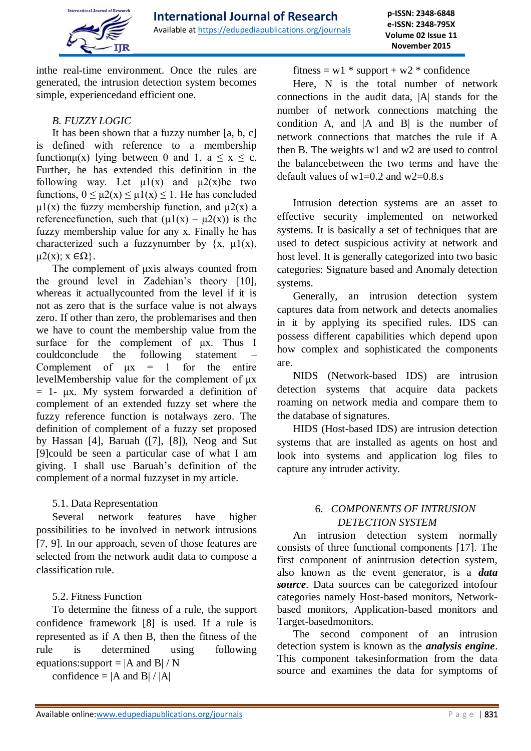inthe real-time environment. Once the rules are generated, the intrusion detection system becomes simple, experiencedand efficient one.

### *B. FUZZY LOGIC*

It has been shown that a fuzzy number [a, b, c] is defined with reference to a membership function$\mu(x)$ lying between 0 and 1, $a \leq x \leq c$. Further, he has extended this definition in the following way. Let $\mu1(x)$ and $\mu2(x)$be two functions, $0 \leq \mu2(x) \leq \mu1(x) \leq 1$. He has concluded $\mu1(x)$ the fuzzy membership function, and $\mu2(x)$ a referencefunction, such that $(\mu1(x) - \mu2(x))$ is the fuzzy membership value for any x. Finally he has characterized such a fuzzynumber by $\{x, \mu1(x), \mu2(x); x \in \Omega\}$.

The complement of $\mu x$is always counted from the ground level in Zadehian's theory [10], whereas it actuallycounted from the level if it is not as zero that is the surface value is not always zero. If other than zero, the problemarises and then we have to count the membership value from the surface for the complement of $\mu x$. Thus I couldconclude the following statement – Complement of $\mu x = 1$ for the entire levelMembership value for the complement of $\mu x = 1- \mu x$. My system forwarded a definition of complement of an extended fuzzy set where the fuzzy reference function is notalways zero. The definition of complement of a fuzzy set proposed by Hassan [4], Baruah ([7], [8]), Neog and Sut [9]could be seen a particular case of what I am giving. I shall use Baruah's definition of the complement of a normal fuzzyset in my article.

### 5.1. Data Representation

Several network features have higher possibilities to be involved in network intrusions [7, 9]. In our approach, seven of those features are selected from the network audit data to compose a classification rule.

### 5.2. Fitness Function

To determine the fitness of a rule, the support confidence framework [8] is used. If a rule is represented as if A then B, then the fitness of the rule is determined using following equations:support = |A and B| / N

confidence = |A and B| / |A|

fitness = w1 * support + w2 * confidence

Here, N is the total number of network connections in the audit data, |A| stands for the number of network connections matching the condition A, and |A and B| is the number of network connections that matches the rule if A then B. The weights w1 and w2 are used to control the balancebetween the two terms and have the default values of w1=0.2 and w2=0.8.s

Intrusion detection systems are an asset to effective security implemented on networked systems. It is basically a set of techniques that are used to detect suspicious activity at network and host level. It is generally categorized into two basic categories: Signature based and Anomaly detection systems.

Generally, an intrusion detection system captures data from network and detects anomalies in it by applying its specified rules. IDS can possess different capabilities which depend upon how complex and sophisticated the components are.

NIDS (Network-based IDS) are intrusion detection systems that acquire data packets roaming on network media and compare them to the database of signatures.

HIDS (Host-based IDS) are intrusion detection systems that are installed as agents on host and look into systems and application log files to capture any intruder activity.

## 6. *COMPONENTS OF INTRUSION DETECTION SYSTEM*

An intrusion detection system normally consists of three functional components [17]. The first component of anintrusion detection system, also known as the event generator, is a ***data source***. Data sources can be categorized intofour categories namely Host-based monitors, Network-based monitors, Application-based monitors and Target-basedmonitors.

The second component of an intrusion detection system is known as the ***analysis engine***. This component takesinformation from the data source and examines the data for symptoms of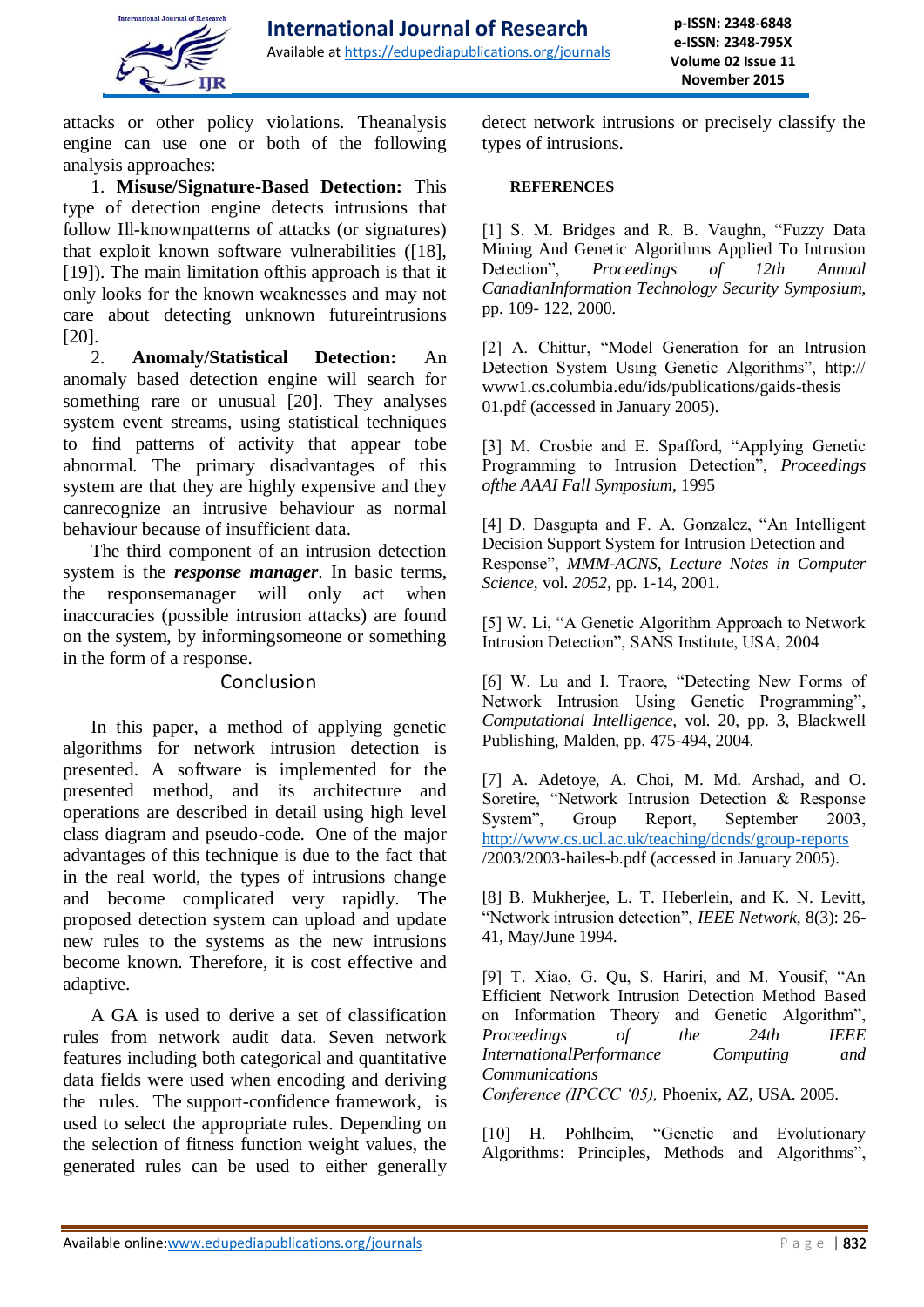attacks or other policy violations. Theanalysis engine can use one or both of the following analysis approaches:

1. **Misuse/Signature-Based Detection:** This type of detection engine detects intrusions that follow Ill-knownpatterns of attacks (or signatures) that exploit known software vulnerabilities ([18], [19]). The main limitation ofthis approach is that it only looks for the known weaknesses and may not care about detecting unknown futureintrusions [20].

2. **Anomaly/Statistical Detection:** An anomaly based detection engine will search for something rare or unusual [20]. They analyses system event streams, using statistical techniques to find patterns of activity that appear tobe abnormal. The primary disadvantages of this system are that they are highly expensive and they canrecognize an intrusive behaviour as normal behaviour because of insufficient data.

The third component of an intrusion detection system is the ***response manager***. In basic terms, the responsemanager will only act when inaccuracies (possible intrusion attacks) are found on the system, by informingsomeone or something in the form of a response.

## Conclusion

In this paper, a method of applying genetic algorithms for network intrusion detection is presented. A software is implemented for the presented method, and its architecture and operations are described in detail using high level class diagram and pseudo-code. One of the major advantages of this technique is due to the fact that in the real world, the types of intrusions change and become complicated very rapidly. The proposed detection system can upload and update new rules to the systems as the new intrusions become known. Therefore, it is cost effective and adaptive.

A GA is used to derive a set of classification rules from network audit data. Seven network features including both categorical and quantitative data fields were used when encoding and deriving the rules. The support-confidence framework, is used to select the appropriate rules. Depending on the selection of fitness function weight values, the generated rules can be used to either generally detect network intrusions or precisely classify the types of intrusions.

**REFERENCES**

[1] S. M. Bridges and R. B. Vaughn, "Fuzzy Data Mining And Genetic Algorithms Applied To Intrusion Detection", *Proceedings of 12th Annual CanadianInformation Technology Security Symposium,* pp. 109- 122, 2000.

[2] A. Chittur, "Model Generation for an Intrusion Detection System Using Genetic Algorithms", http:// www1.cs.columbia.edu/ids/publications/gaids-thesis 01.pdf (accessed in January 2005).

[3] M. Crosbie and E. Spafford, "Applying Genetic Programming to Intrusion Detection", *Proceedings ofthe AAAI Fall Symposium,* 1995

[4] D. Dasgupta and F. A. Gonzalez, "An Intelligent Decision Support System for Intrusion Detection and Response", *MMM-ACNS, Lecture Notes in Computer Science*, vol. *2052*, pp. 1-14, 2001.

[5] W. Li, "A Genetic Algorithm Approach to Network Intrusion Detection", SANS Institute, USA, 2004

[6] W. Lu and I. Traore, "Detecting New Forms of Network Intrusion Using Genetic Programming", *Computational Intelligence,* vol. 20, pp. 3, Blackwell Publishing, Malden, pp. 475-494, 2004.

[7] A. Adetoye, A. Choi, M. Md. Arshad, and O. Soretire, "Network Intrusion Detection & Response System", Group Report, September 2003, http://www.cs.ucl.ac.uk/teaching/dcnds/group-reports /2003/2003-hailes-b.pdf (accessed in January 2005).

[8] B. Mukherjee, L. T. Heberlein, and K. N. Levitt, "Network intrusion detection", *IEEE Network*, 8(3): 26-41, May/June 1994.

[9] T. Xiao, G. Qu, S. Hariri, and M. Yousif, "An Efficient Network Intrusion Detection Method Based on Information Theory and Genetic Algorithm", *Proceedings of the 24th IEEE InternationalPerformance Computing and Communications Conference (IPCCC '05),* Phoenix, AZ, USA. 2005.

[10] H. Pohlheim, "Genetic and Evolutionary Algorithms: Principles, Methods and Algorithms",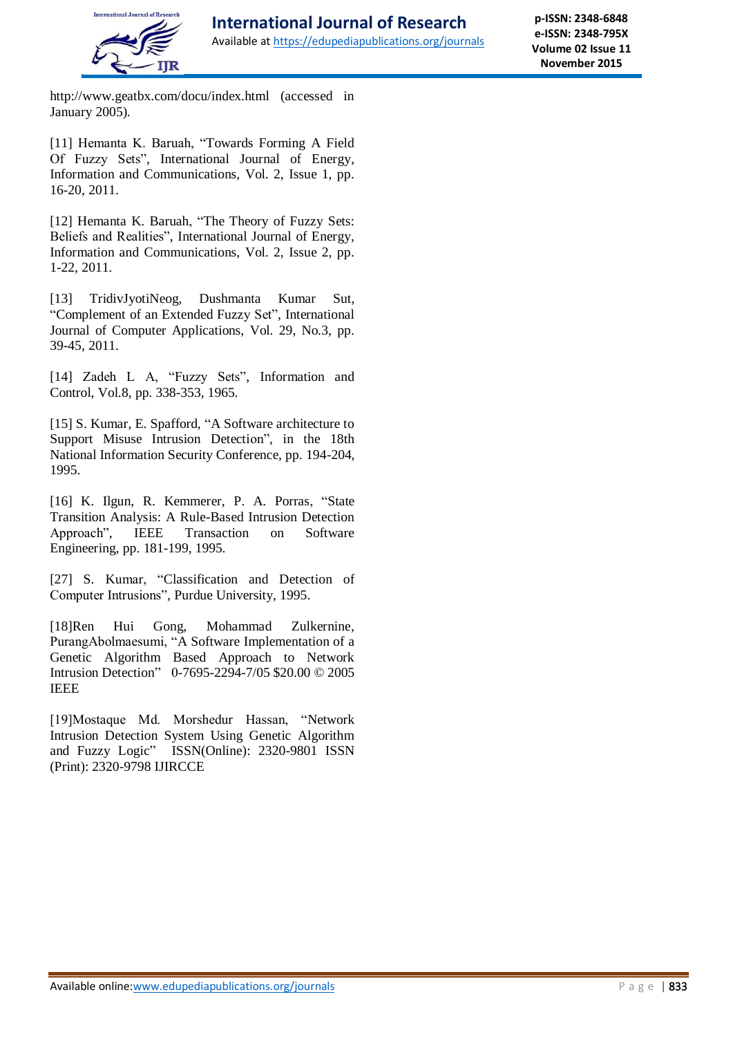http://www.geatbx.com/docu/index.html (accessed in January 2005).

[11] Hemanta K. Baruah, "Towards Forming A Field Of Fuzzy Sets", International Journal of Energy, Information and Communications, Vol. 2, Issue 1, pp. 16-20, 2011.

[12] Hemanta K. Baruah, "The Theory of Fuzzy Sets: Beliefs and Realities", International Journal of Energy, Information and Communications, Vol. 2, Issue 2, pp. 1-22, 2011.

[13] TridivJyotiNeog, Dushmanta Kumar Sut, "Complement of an Extended Fuzzy Set", International Journal of Computer Applications, Vol. 29, No.3, pp. 39-45, 2011.

[14] Zadeh L A, "Fuzzy Sets", Information and Control, Vol.8, pp. 338-353, 1965.

[15] S. Kumar, E. Spafford, "A Software architecture to Support Misuse Intrusion Detection", in the 18th National Information Security Conference, pp. 194-204, 1995.

[16] K. Ilgun, R. Kemmerer, P. A. Porras, "State Transition Analysis: A Rule-Based Intrusion Detection Approach", IEEE Transaction on Software Engineering, pp. 181-199, 1995.

[27] S. Kumar, "Classification and Detection of Computer Intrusions", Purdue University, 1995.

[18]Ren Hui Gong, Mohammad Zulkernine, PurangAbolmaesumi, "A Software Implementation of a Genetic Algorithm Based Approach to Network Intrusion Detection" 0-7695-2294-7/05 $20.00 © 2005 IEEE

[19]Mostaque Md. Morshedur Hassan, "Network Intrusion Detection System Using Genetic Algorithm and Fuzzy Logic" ISSN(Online): 2320-9801 ISSN (Print): 2320-9798 IJIRCCE